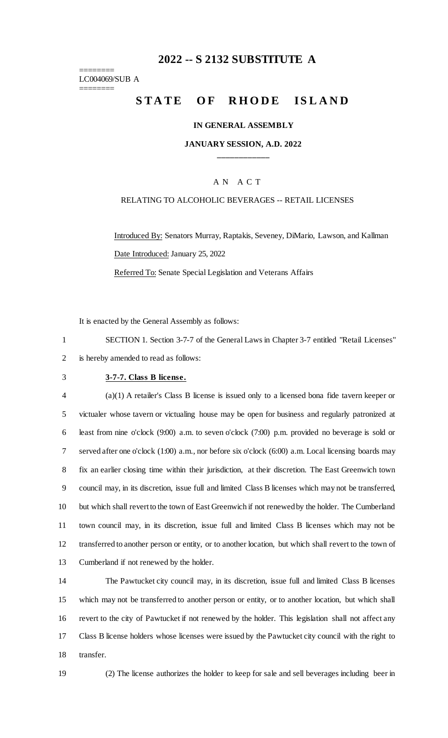# 2022 -- S 2132 SUBSTITUTE A

========
LC004069/SUB A
========

## STATE OF RHODE ISLAND

### IN GENERAL ASSEMBLY

### JANUARY SESSION, A.D. 2022

____________

A N A C T

RELATING TO ALCOHOLIC BEVERAGES -- RETAIL LICENSES

Introduced By: Senators Murray, Raptakis, Seveney, DiMario, Lawson, and Kallman

Date Introduced: January 25, 2022

Referred To: Senate Special Legislation and Veterans Affairs

It is enacted by the General Assembly as follows:

1 SECTION 1. Section 3-7-7 of the General Laws in Chapter 3-7 entitled "Retail Licenses"
2 is hereby amended to read as follows:

3 **3-7-7. Class B license.**

4 (a)(1) A retailer's Class B license is issued only to a licensed bona fide tavern keeper or
5 victualer whose tavern or victualing house may be open for business and regularly patronized at
6 least from nine o'clock (9:00) a.m. to seven o'clock (7:00) p.m. provided no beverage is sold or
7 served after one o'clock (1:00) a.m., nor before six o'clock (6:00) a.m. Local licensing boards may
8 fix an earlier closing time within their jurisdiction, at their discretion. The East Greenwich town
9 council may, in its discretion, issue full and limited Class B licenses which may not be transferred,
10 but which shall revert to the town of East Greenwich if not renewed by the holder. The Cumberland
11 town council may, in its discretion, issue full and limited Class B licenses which may not be
12 transferred to another person or entity, or to another location, but which shall revert to the town of
13 Cumberland if not renewed by the holder.

14 The Pawtucket city council may, in its discretion, issue full and limited Class B licenses
15 which may not be transferred to another person or entity, or to another location, but which shall
16 revert to the city of Pawtucket if not renewed by the holder. This legislation shall not affect any
17 Class B license holders whose licenses were issued by the Pawtucket city council with the right to
18 transfer.

19 (2) The license authorizes the holder to keep for sale and sell beverages including beer in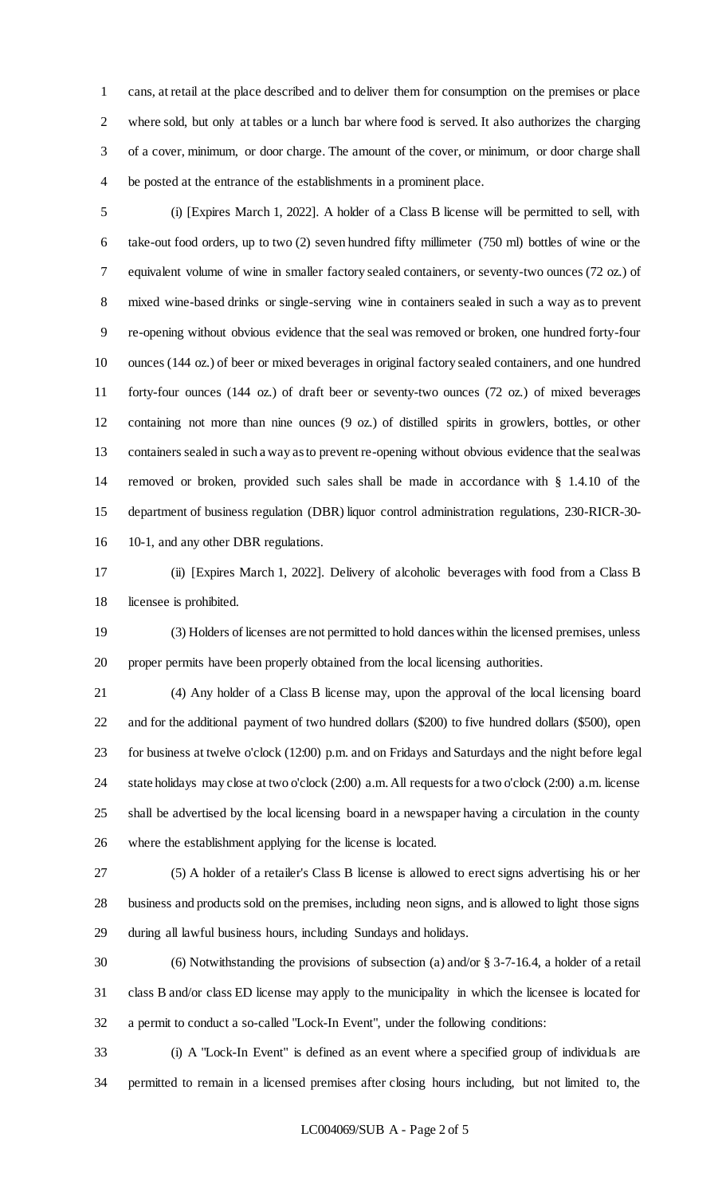cans, at retail at the place described and to deliver them for consumption on the premises or place where sold, but only at tables or a lunch bar where food is served. It also authorizes the charging of a cover, minimum, or door charge. The amount of the cover, or minimum, or door charge shall be posted at the entrance of the establishments in a prominent place.

(i) [Expires March 1, 2022]. A holder of a Class B license will be permitted to sell, with take-out food orders, up to two (2) seven hundred fifty millimeter (750 ml) bottles of wine or the equivalent volume of wine in smaller factory sealed containers, or seventy-two ounces (72 oz.) of mixed wine-based drinks or single-serving wine in containers sealed in such a way as to prevent re-opening without obvious evidence that the seal was removed or broken, one hundred forty-four ounces (144 oz.) of beer or mixed beverages in original factory sealed containers, and one hundred forty-four ounces (144 oz.) of draft beer or seventy-two ounces (72 oz.) of mixed beverages containing not more than nine ounces (9 oz.) of distilled spirits in growlers, bottles, or other containers sealed in such a way as to prevent re-opening without obvious evidence that the seal was removed or broken, provided such sales shall be made in accordance with § 1.4.10 of the department of business regulation (DBR) liquor control administration regulations, 230-RICR-30-10-1, and any other DBR regulations.

(ii) [Expires March 1, 2022]. Delivery of alcoholic beverages with food from a Class B licensee is prohibited.

(3) Holders of licenses are not permitted to hold dances within the licensed premises, unless proper permits have been properly obtained from the local licensing authorities.

(4) Any holder of a Class B license may, upon the approval of the local licensing board and for the additional payment of two hundred dollars ($200) to five hundred dollars ($500), open for business at twelve o'clock (12:00) p.m. and on Fridays and Saturdays and the night before legal state holidays may close at two o'clock (2:00) a.m. All requests for a two o'clock (2:00) a.m. license shall be advertised by the local licensing board in a newspaper having a circulation in the county where the establishment applying for the license is located.

(5) A holder of a retailer's Class B license is allowed to erect signs advertising his or her business and products sold on the premises, including neon signs, and is allowed to light those signs during all lawful business hours, including Sundays and holidays.

(6) Notwithstanding the provisions of subsection (a) and/or § 3-7-16.4, a holder of a retail class B and/or class ED license may apply to the municipality in which the licensee is located for a permit to conduct a so-called "Lock-In Event", under the following conditions:

(i) A "Lock-In Event" is defined as an event where a specified group of individuals are permitted to remain in a licensed premises after closing hours including, but not limited to, the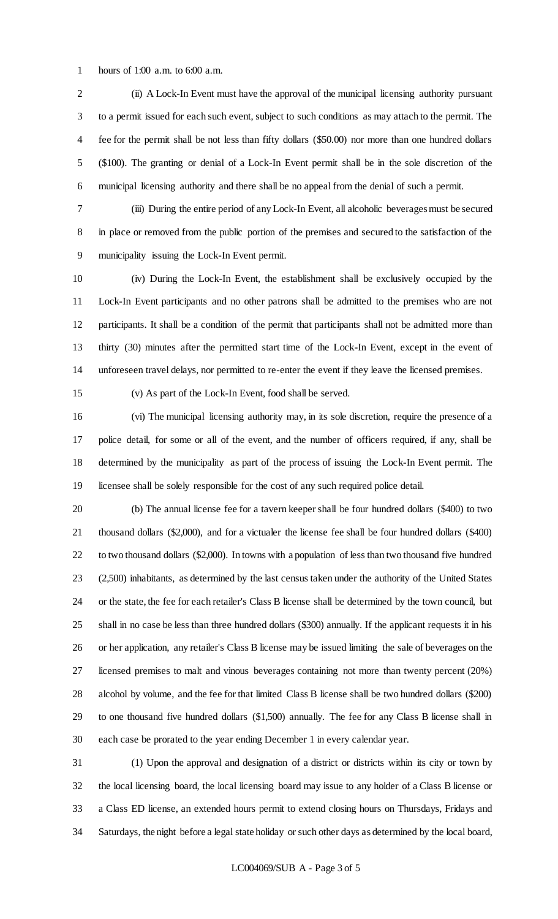hours of 1:00 a.m. to 6:00 a.m.

(ii) A Lock-In Event must have the approval of the municipal licensing authority pursuant to a permit issued for each such event, subject to such conditions as may attach to the permit. The fee for the permit shall be not less than fifty dollars ($50.00) nor more than one hundred dollars ($100). The granting or denial of a Lock-In Event permit shall be in the sole discretion of the municipal licensing authority and there shall be no appeal from the denial of such a permit.

(iii) During the entire period of any Lock-In Event, all alcoholic beverages must be secured in place or removed from the public portion of the premises and secured to the satisfaction of the municipality issuing the Lock-In Event permit.

(iv) During the Lock-In Event, the establishment shall be exclusively occupied by the Lock-In Event participants and no other patrons shall be admitted to the premises who are not participants. It shall be a condition of the permit that participants shall not be admitted more than thirty (30) minutes after the permitted start time of the Lock-In Event, except in the event of unforeseen travel delays, nor permitted to re-enter the event if they leave the licensed premises.

(v) As part of the Lock-In Event, food shall be served.

(vi) The municipal licensing authority may, in its sole discretion, require the presence of a police detail, for some or all of the event, and the number of officers required, if any, shall be determined by the municipality as part of the process of issuing the Lock-In Event permit. The licensee shall be solely responsible for the cost of any such required police detail.

(b) The annual license fee for a tavern keeper shall be four hundred dollars ($400) to two thousand dollars ($2,000), and for a victualer the license fee shall be four hundred dollars ($400) to two thousand dollars ($2,000). In towns with a population of less than two thousand five hundred (2,500) inhabitants, as determined by the last census taken under the authority of the United States or the state, the fee for each retailer's Class B license shall be determined by the town council, but shall in no case be less than three hundred dollars ($300) annually. If the applicant requests it in his or her application, any retailer's Class B license may be issued limiting the sale of beverages on the licensed premises to malt and vinous beverages containing not more than twenty percent (20%) alcohol by volume, and the fee for that limited Class B license shall be two hundred dollars ($200) to one thousand five hundred dollars ($1,500) annually. The fee for any Class B license shall in each case be prorated to the year ending December 1 in every calendar year.

(1) Upon the approval and designation of a district or districts within its city or town by the local licensing board, the local licensing board may issue to any holder of a Class B license or a Class ED license, an extended hours permit to extend closing hours on Thursdays, Fridays and Saturdays, the night before a legal state holiday or such other days as determined by the local board,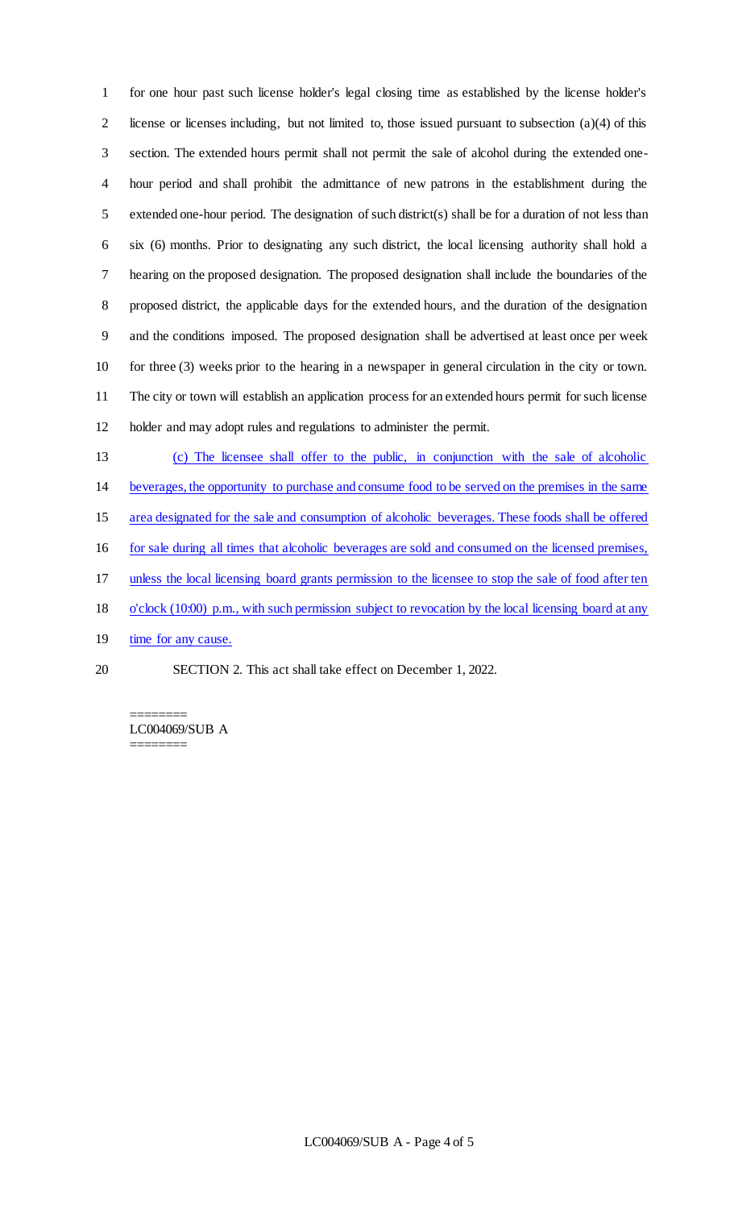for one hour past such license holder's legal closing time as established by the license holder's license or licenses including, but not limited to, those issued pursuant to subsection (a)(4) of this section. The extended hours permit shall not permit the sale of alcohol during the extended one-hour period and shall prohibit the admittance of new patrons in the establishment during the extended one-hour period. The designation of such district(s) shall be for a duration of not less than six (6) months. Prior to designating any such district, the local licensing authority shall hold a hearing on the proposed designation. The proposed designation shall include the boundaries of the proposed district, the applicable days for the extended hours, and the duration of the designation and the conditions imposed. The proposed designation shall be advertised at least once per week for three (3) weeks prior to the hearing in a newspaper in general circulation in the city or town. The city or town will establish an application process for an extended hours permit for such license holder and may adopt rules and regulations to administer the permit.

(c) The licensee shall offer to the public, in conjunction with the sale of alcoholic beverages, the opportunity to purchase and consume food to be served on the premises in the same area designated for the sale and consumption of alcoholic beverages. These foods shall be offered for sale during all times that alcoholic beverages are sold and consumed on the licensed premises, unless the local licensing board grants permission to the licensee to stop the sale of food after ten o'clock (10:00) p.m., with such permission subject to revocation by the local licensing board at any time for any cause.

SECTION 2. This act shall take effect on December 1, 2022.

========
LC004069/SUB A
========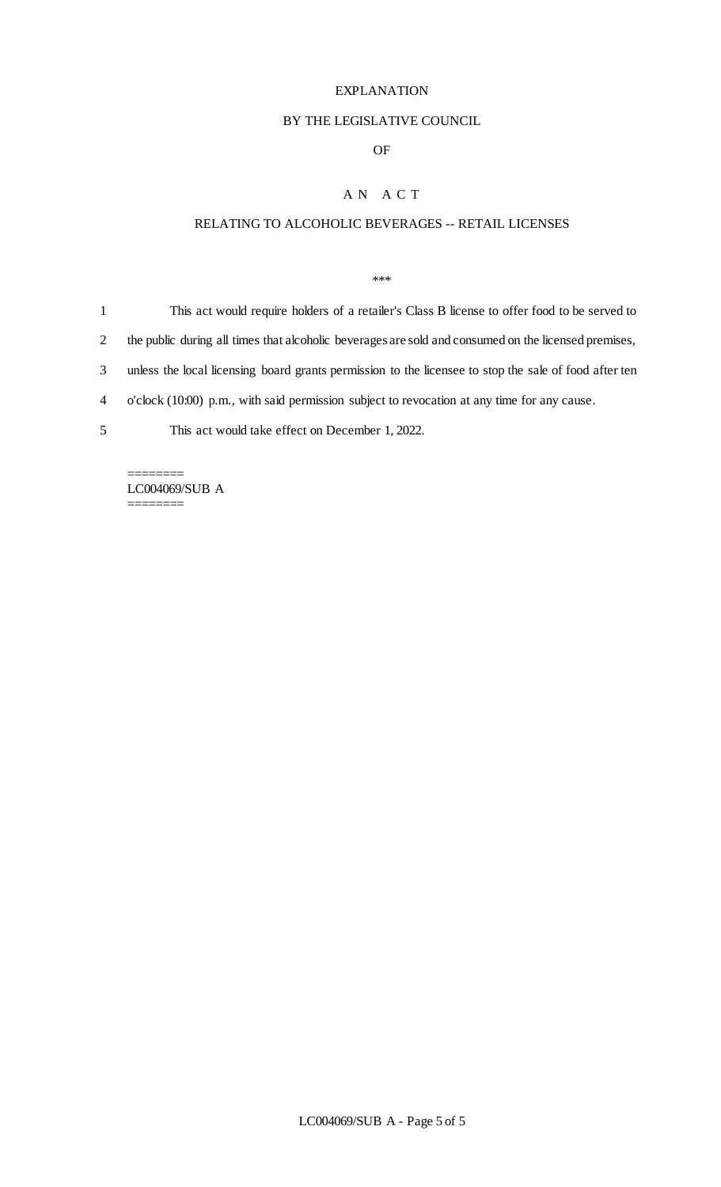EXPLANATION

BY THE LEGISLATIVE COUNCIL

OF

A N A C T

RELATING TO ALCOHOLIC BEVERAGES -- RETAIL LICENSES

\*\*\*

This act would require holders of a retailer's Class B license to offer food to be served to the public during all times that alcoholic beverages are sold and consumed on the licensed premises, unless the local licensing board grants permission to the licensee to stop the sale of food after ten o'clock (10:00) p.m., with said permission subject to revocation at any time for any cause.

This act would take effect on December 1, 2022.

========
LC004069/SUB A
========